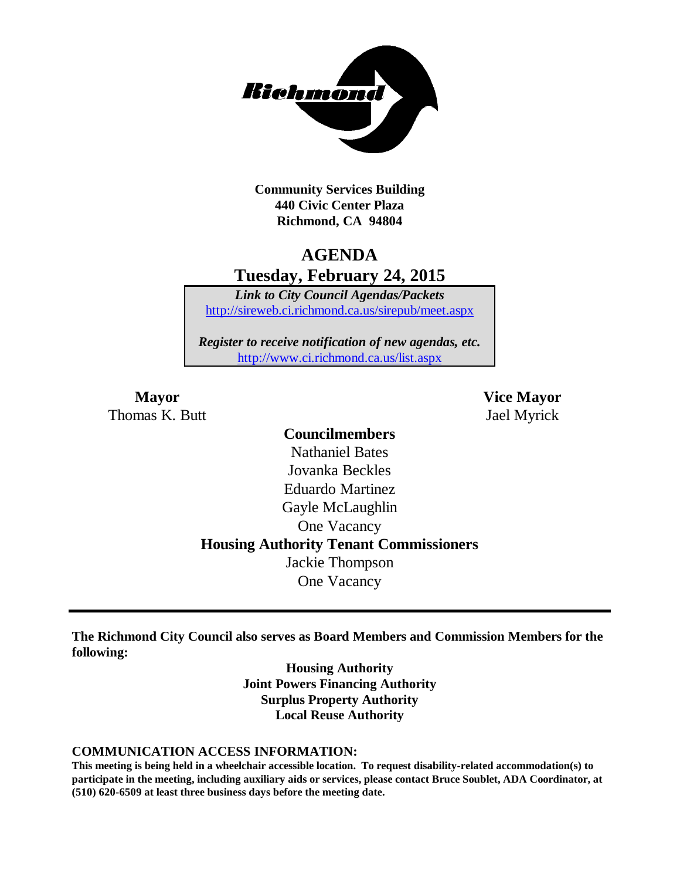**Community Services Building**
**440 Civic Center Plaza**
**Richmond, CA 94804**

# AGENDA

## Tuesday, February 24, 2015

***Link to City Council Agendas/Packets***
http://sireweb.ci.richmond.ca.us/sirepub/meet.aspx

***Register to receive notification of new agendas, etc.***
http://www.ci.richmond.ca.us/list.aspx

**Mayor**
Thomas K. Butt

**Vice Mayor**
Jael Myrick

**Councilmembers**
Nathaniel Bates
Jovanka Beckles
Eduardo Martinez
Gayle McLaughlin
One Vacancy

**Housing Authority Tenant Commissioners**
Jackie Thompson
One Vacancy

---

**The Richmond City Council also serves as Board Members and Commission Members for the following:**

**Housing Authority**
**Joint Powers Financing Authority**
**Surplus Property Authority**
**Local Reuse Authority**

**COMMUNICATION ACCESS INFORMATION:**

**This meeting is being held in a wheelchair accessible location. To request disability-related accommodation(s) to participate in the meeting, including auxiliary aids or services, please contact Bruce Soublet, ADA Coordinator, at (510) 620-6509 at least three business days before the meeting date.**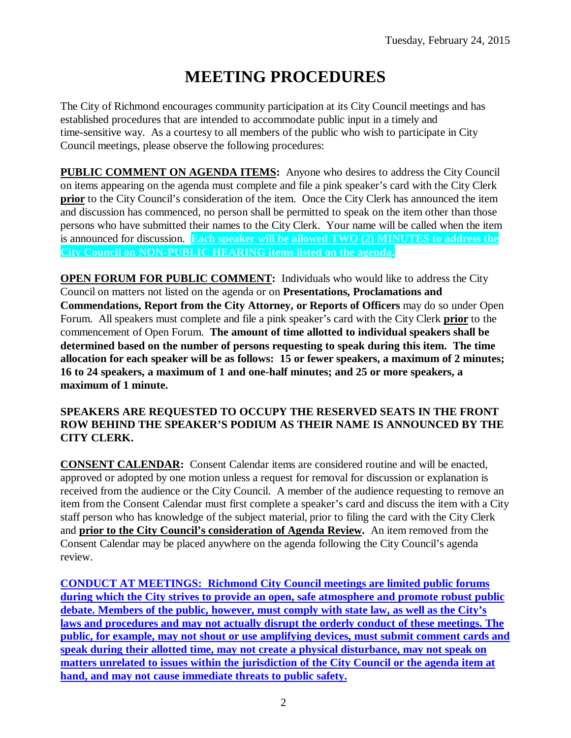# MEETING PROCEDURES

The City of Richmond encourages community participation at its City Council meetings and has established procedures that are intended to accommodate public input in a timely and time-sensitive way. As a courtesy to all members of the public who wish to participate in City Council meetings, please observe the following procedures:

**PUBLIC COMMENT ON AGENDA ITEMS:** Anyone who desires to address the City Council on items appearing on the agenda must complete and file a pink speaker's card with the City Clerk **prior** to the City Council's consideration of the item. Once the City Clerk has announced the item and discussion has commenced, no person shall be permitted to speak on the item other than those persons who have submitted their names to the City Clerk. Your name will be called when the item is announced for discussion. **Each speaker will be allowed TWO (2) MINUTES to address the City Council on NON-PUBLIC HEARING items listed on the agenda.**

**OPEN FORUM FOR PUBLIC COMMENT:** Individuals who would like to address the City Council on matters not listed on the agenda or on **Presentations, Proclamations and Commendations, Report from the City Attorney, or Reports of Officers** may do so under Open Forum. All speakers must complete and file a pink speaker's card with the City Clerk **prior** to the commencement of Open Forum. **The amount of time allotted to individual speakers shall be determined based on the number of persons requesting to speak during this item. The time allocation for each speaker will be as follows: 15 or fewer speakers, a maximum of 2 minutes; 16 to 24 speakers, a maximum of 1 and one-half minutes; and 25 or more speakers, a maximum of 1 minute.**

**SPEAKERS ARE REQUESTED TO OCCUPY THE RESERVED SEATS IN THE FRONT ROW BEHIND THE SPEAKER'S PODIUM AS THEIR NAME IS ANNOUNCED BY THE CITY CLERK.**

**CONSENT CALENDAR:** Consent Calendar items are considered routine and will be enacted, approved or adopted by one motion unless a request for removal for discussion or explanation is received from the audience or the City Council. A member of the audience requesting to remove an item from the Consent Calendar must first complete a speaker's card and discuss the item with a City staff person who has knowledge of the subject material, prior to filing the card with the City Clerk and **prior to the City Council's consideration of Agenda Review.** An item removed from the Consent Calendar may be placed anywhere on the agenda following the City Council's agenda review.

**CONDUCT AT MEETINGS: Richmond City Council meetings are limited public forums during which the City strives to provide an open, safe atmosphere and promote robust public debate. Members of the public, however, must comply with state law, as well as the City's laws and procedures and may not actually disrupt the orderly conduct of these meetings. The public, for example, may not shout or use amplifying devices, must submit comment cards and speak during their allotted time, may not create a physical disturbance, may not speak on matters unrelated to issues within the jurisdiction of the City Council or the agenda item at hand, and may not cause immediate threats to public safety.**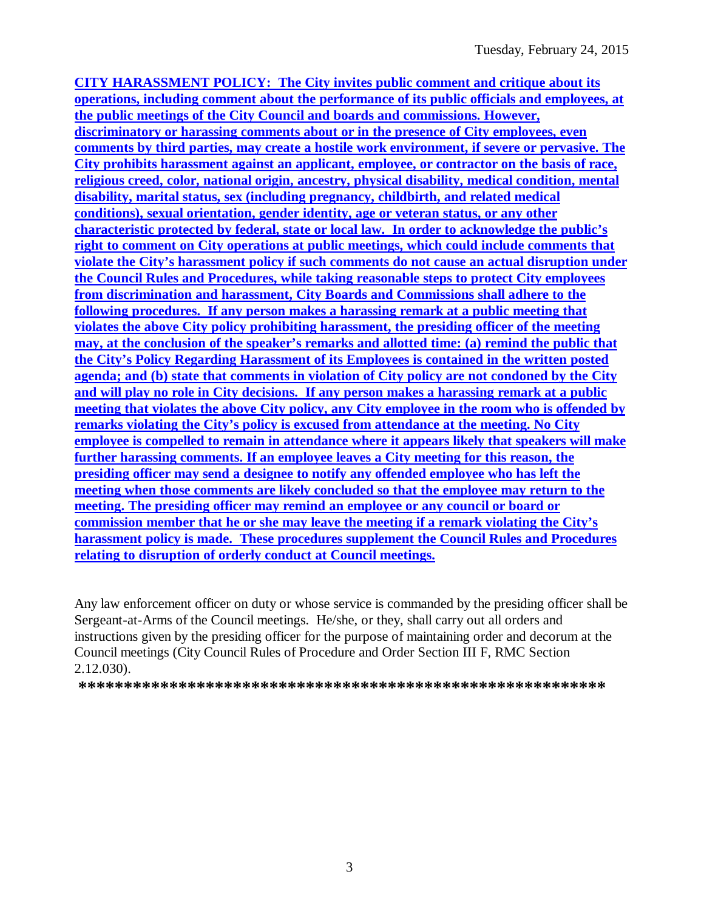**CITY HARASSMENT POLICY: The City invites public comment and critique about its operations, including comment about the performance of its public officials and employees, at the public meetings of the City Council and boards and commissions. However, discriminatory or harassing comments about or in the presence of City employees, even comments by third parties, may create a hostile work environment, if severe or pervasive. The City prohibits harassment against an applicant, employee, or contractor on the basis of race, religious creed, color, national origin, ancestry, physical disability, medical condition, mental disability, marital status, sex (including pregnancy, childbirth, and related medical conditions), sexual orientation, gender identity, age or veteran status, or any other characteristic protected by federal, state or local law. In order to acknowledge the public's right to comment on City operations at public meetings, which could include comments that violate the City's harassment policy if such comments do not cause an actual disruption under the Council Rules and Procedures, while taking reasonable steps to protect City employees from discrimination and harassment, City Boards and Commissions shall adhere to the following procedures. If any person makes a harassing remark at a public meeting that violates the above City policy prohibiting harassment, the presiding officer of the meeting may, at the conclusion of the speaker's remarks and allotted time: (a) remind the public that the City's Policy Regarding Harassment of its Employees is contained in the written posted agenda; and (b) state that comments in violation of City policy are not condoned by the City and will play no role in City decisions. If any person makes a harassing remark at a public meeting that violates the above City policy, any City employee in the room who is offended by remarks violating the City's policy is excused from attendance at the meeting. No City employee is compelled to remain in attendance where it appears likely that speakers will make further harassing comments. If an employee leaves a City meeting for this reason, the presiding officer may send a designee to notify any offended employee who has left the meeting when those comments are likely concluded so that the employee may return to the meeting. The presiding officer may remind an employee or any council or board or commission member that he or she may leave the meeting if a remark violating the City's harassment policy is made. These procedures supplement the Council Rules and Procedures relating to disruption of orderly conduct at Council meetings.**

Any law enforcement officer on duty or whose service is commanded by the presiding officer shall be Sergeant-at-Arms of the Council meetings. He/she, or they, shall carry out all orders and instructions given by the presiding officer for the purpose of maintaining order and decorum at the Council meetings (City Council Rules of Procedure and Order Section III F, RMC Section 2.12.030).

**\*\*\*\*\*\*\*\*\*\*\*\*\*\*\*\*\*\*\*\*\*\*\*\*\*\*\*\*\*\*\*\*\*\*\*\*\*\*\*\*\*\*\*\*\*\*\*\*\*\*\*\*\*\*\*\*\*\*\*\*\***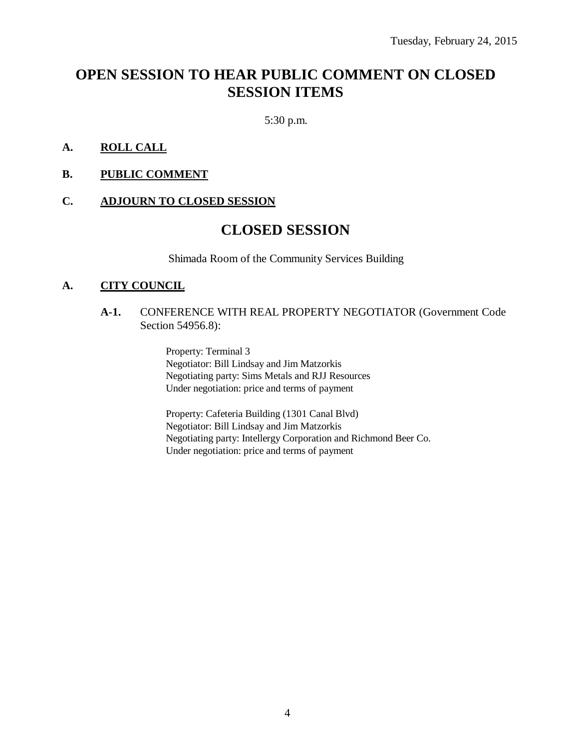Tuesday, February 24, 2015

# OPEN SESSION TO HEAR PUBLIC COMMENT ON CLOSED SESSION ITEMS

5:30 p.m.

**A. ROLL CALL**

**B. PUBLIC COMMENT**

**C. ADJOURN TO CLOSED SESSION**

# CLOSED SESSION

Shimada Room of the Community Services Building

**A. CITY COUNCIL**

**A-1.** CONFERENCE WITH REAL PROPERTY NEGOTIATOR (Government Code Section 54956.8):

Property: Terminal 3
Negotiator: Bill Lindsay and Jim Matzorkis
Negotiating party: Sims Metals and RJJ Resources
Under negotiation: price and terms of payment

Property: Cafeteria Building (1301 Canal Blvd)
Negotiator: Bill Lindsay and Jim Matzorkis
Negotiating party: Intellergy Corporation and Richmond Beer Co.
Under negotiation: price and terms of payment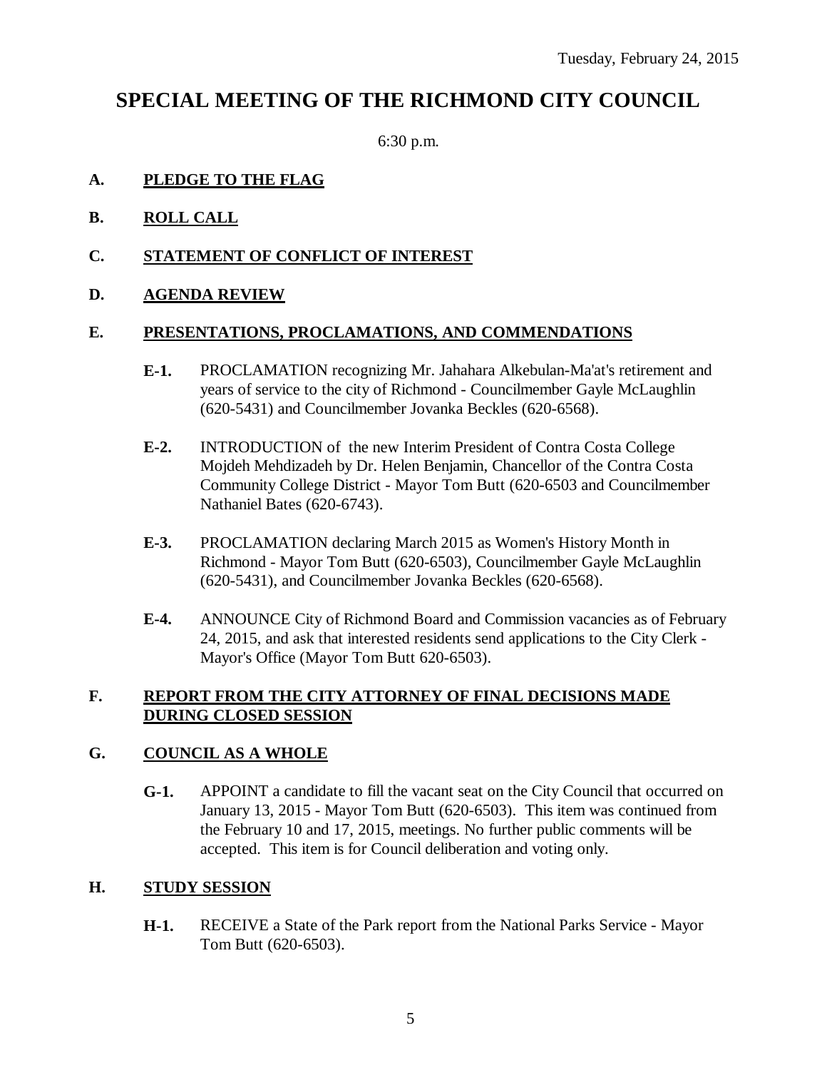Tuesday, February 24, 2015

# SPECIAL MEETING OF THE RICHMOND CITY COUNCIL

6:30 p.m.

## A. PLEDGE TO THE FLAG

## B. ROLL CALL

## C. STATEMENT OF CONFLICT OF INTEREST

## D. AGENDA REVIEW

## E. PRESENTATIONS, PROCLAMATIONS, AND COMMENDATIONS

**E-1.** PROCLAMATION recognizing Mr. Jahahara Alkebulan-Ma'at's retirement and years of service to the city of Richmond - Councilmember Gayle McLaughlin (620-5431) and Councilmember Jovanka Beckles (620-6568).

**E-2.** INTRODUCTION of the new Interim President of Contra Costa College Mojdeh Mehdizadeh by Dr. Helen Benjamin, Chancellor of the Contra Costa Community College District - Mayor Tom Butt (620-6503 and Councilmember Nathaniel Bates (620-6743).

**E-3.** PROCLAMATION declaring March 2015 as Women's History Month in Richmond - Mayor Tom Butt (620-6503), Councilmember Gayle McLaughlin (620-5431), and Councilmember Jovanka Beckles (620-6568).

**E-4.** ANNOUNCE City of Richmond Board and Commission vacancies as of February 24, 2015, and ask that interested residents send applications to the City Clerk - Mayor's Office (Mayor Tom Butt 620-6503).

## F. REPORT FROM THE CITY ATTORNEY OF FINAL DECISIONS MADE DURING CLOSED SESSION

## G. COUNCIL AS A WHOLE

**G-1.** APPOINT a candidate to fill the vacant seat on the City Council that occurred on January 13, 2015 - Mayor Tom Butt (620-6503). This item was continued from the February 10 and 17, 2015, meetings. No further public comments will be accepted. This item is for Council deliberation and voting only.

## H. STUDY SESSION

**H-1.** RECEIVE a State of the Park report from the National Parks Service - Mayor Tom Butt (620-6503).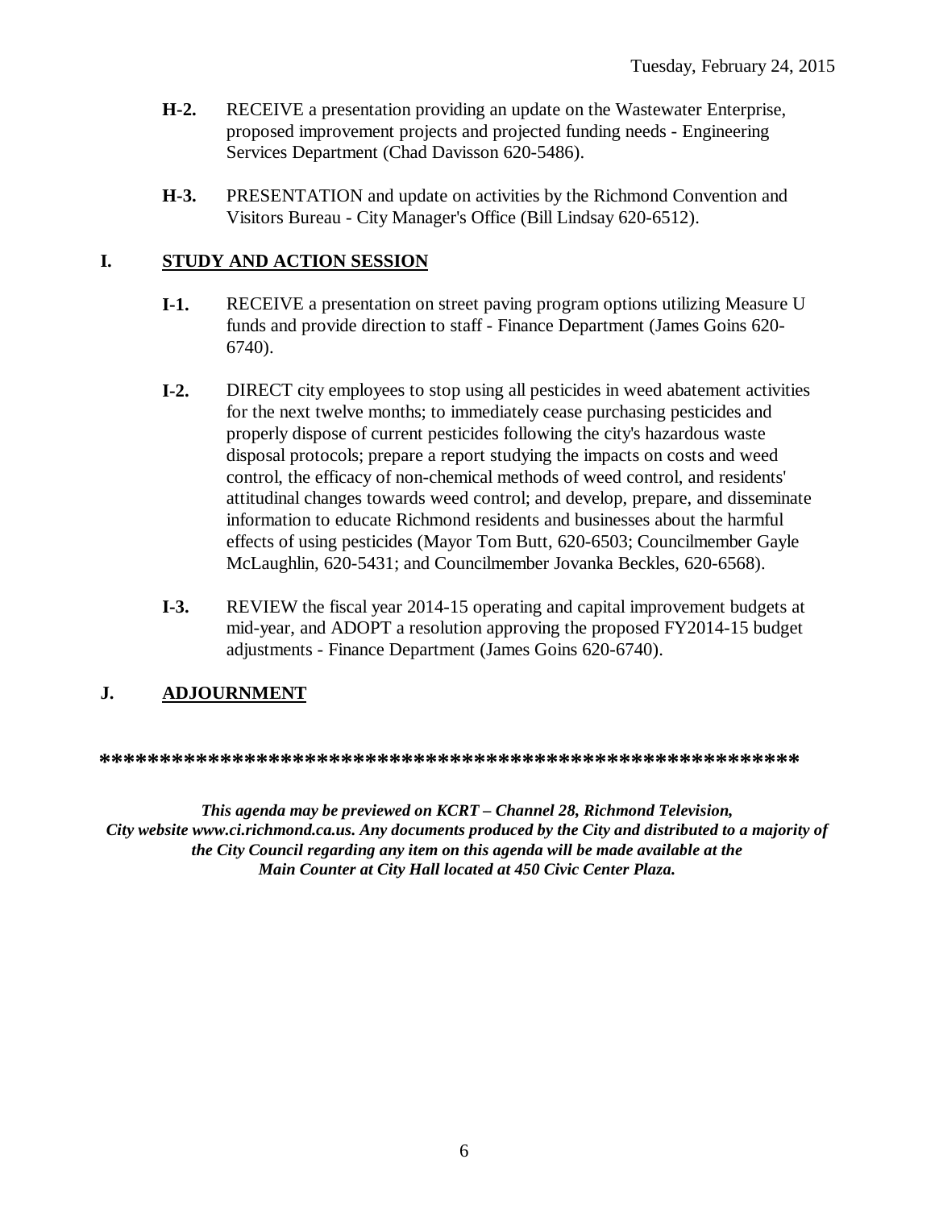**H-2.** RECEIVE a presentation providing an update on the Wastewater Enterprise, proposed improvement projects and projected funding needs - Engineering Services Department (Chad Davisson 620-5486).

**H-3.** PRESENTATION and update on activities by the Richmond Convention and Visitors Bureau - City Manager's Office (Bill Lindsay 620-6512).

## I. STUDY AND ACTION SESSION

**I-1.** RECEIVE a presentation on street paving program options utilizing Measure U funds and provide direction to staff - Finance Department (James Goins 620-6740).

**I-2.** DIRECT city employees to stop using all pesticides in weed abatement activities for the next twelve months; to immediately cease purchasing pesticides and properly dispose of current pesticides following the city's hazardous waste disposal protocols; prepare a report studying the impacts on costs and weed control, the efficacy of non-chemical methods of weed control, and residents' attitudinal changes towards weed control; and develop, prepare, and disseminate information to educate Richmond residents and businesses about the harmful effects of using pesticides (Mayor Tom Butt, 620-6503; Councilmember Gayle McLaughlin, 620-5431; and Councilmember Jovanka Beckles, 620-6568).

**I-3.** REVIEW the fiscal year 2014-15 operating and capital improvement budgets at mid-year, and ADOPT a resolution approving the proposed FY2014-15 budget adjustments - Finance Department (James Goins 620-6740).

## J. ADJOURNMENT

**\*\*\*\*\*\*\*\*\*\*\*\*\*\*\*\*\*\*\*\*\*\*\*\*\*\*\*\*\*\*\*\*\*\*\*\*\*\*\*\*\*\*\*\*\*\*\*\*\*\*\*\*\*\*\*\*\*\*\*\***

***This agenda may be previewed on KCRT – Channel 28, Richmond Television, City website www.ci.richmond.ca.us. Any documents produced by the City and distributed to a majority of the City Council regarding any item on this agenda will be made available at the Main Counter at City Hall located at 450 Civic Center Plaza.***